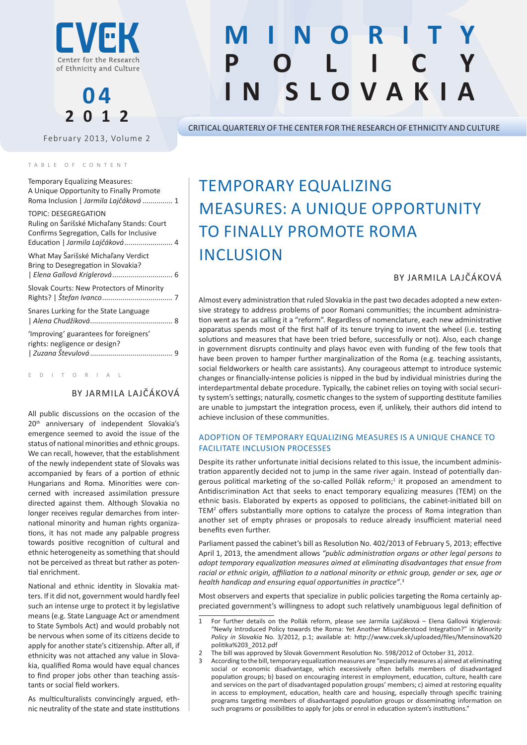CVEK
Center for the Research of Ethnicity and Culture

**04**
**2012**

February 2013, Volume 2

# MINORITY POLICY IN SLOVAKIA

CRITICAL QUARTERLY OF THE CENTER FOR THE RESEARCH OF ETHNICITY AND CULTURE

TABLE OF CONTENT

- Temporary Equalizing Measures: A Unique Opportunity to Finally Promote Roma Inclusion | *Jarmila Lajčáková* ............... 1
- TOPIC: DESEGREGATION Ruling on Šarišské Michaľany Stands: Court Confirms Segregation, Calls for Inclusive Education | *Jarmila Lajčáková* ........................ 4
- What May Šarišské Michaľany Verdict Bring to Desegregation in Slovakia? | *Elena Gallová Kriglerová* .............................. 6
- Slovak Courts: New Protectors of Minority Rights? | *Štefan Ivanco* ................................... 7
- Snares Lurking for the State Language | *Alena Chudžíková* ......................................... 8
- 'Improving' guarantees for foreigners' rights: negligence or design? | *Zuzana Števulová* ......................................... 9

## EDITORIAL

BY JARMILA LAJČÁKOVÁ

All public discussions on the occasion of the 20th anniversary of independent Slovakia's emergence seemed to avoid the issue of the status of national minorities and ethnic groups. We can recall, however, that the establishment of the newly independent state of Slovaks was accompanied by fears of a portion of ethnic Hungarians and Roma. Minorities were concerned with increased assimilation pressure directed against them. Although Slovakia no longer receives regular demarches from international minority and human rights organizations, it has not made any palpable progress towards positive recognition of cultural and ethnic heterogeneity as something that should not be perceived as threat but rather as potential enrichment.

National and ethnic identity in Slovakia matters. If it did not, government would hardly feel such an intense urge to protect it by legislative means (e.g. State Language Act or amendment to State Symbols Act) and would probably not be nervous when some of its citizens decide to apply for another state's citizenship. After all, if ethnicity was not attached any value in Slovakia, qualified Roma would have equal chances to find proper jobs other than teaching assistants or social field workers.

As multiculturalists convincingly argued, ethnic neutrality of the state and state institutions

# TEMPORARY EQUALIZING MEASURES: A UNIQUE OPPORTUNITY TO FINALLY PROMOTE ROMA INCLUSION

BY JARMILA LAJČÁKOVÁ

Almost every administration that ruled Slovakia in the past two decades adopted a new extensive strategy to address problems of poor Romani communities; the incumbent administration went as far as calling it a "reform". Regardless of nomenclature, each new administrative apparatus spends most of the first half of its tenure trying to invent the wheel (i.e. testing solutions and measures that have been tried before, successfully or not). Also, each change in government disrupts continuity and plays havoc even with funding of the few tools that have been proven to hamper further marginalization of the Roma (e.g. teaching assistants, social fieldworkers or health care assistants). Any courageous attempt to introduce systemic changes or financially-intense policies is nipped in the bud by individual ministries during the interdepartmental debate procedure. Typically, the cabinet relies on toying with social security system's settings; naturally, cosmetic changes to the system of supporting destitute families are unable to jumpstart the integration process, even if, unlikely, their authors did intend to achieve inclusion of these communities.

## ADOPTION OF TEMPORARY EQUALIZING MEASURES IS A UNIQUE CHANCE TO FACILITATE INCLUSION PROCESSES

Despite its rather unfortunate initial decisions related to this issue, the incumbent administration apparently decided not to jump in the same river again. Instead of potentially dangerous political marketing of the so-called Pollák reform;[1] it proposed an amendment to Antidiscrimination Act that seeks to enact temporary equalizing measures (TEM) on the ethnic basis. Elaborated by experts as opposed to politicians, the cabinet-initiated bill on TEM[2] offers substantially more options to catalyze the process of Roma integration than another set of empty phrases or proposals to reduce already insufficient material need benefits even further.

Parliament passed the cabinet's bill as Resolution No. 402/2013 of February 5, 2013; effective April 1, 2013, the amendment allows *"public administration organs or other legal persons to adopt temporary equalization measures aimed at eliminating disadvantages that ensue from racial or ethnic origin, affiliation to a national minority or ethnic group, gender or sex, age or health handicap and ensuring equal opportunities in practice"*.[3]

Most observers and experts that specialize in public policies targeting the Roma certainly appreciated government's willingness to adopt such relatively unambiguous legal definition of

---

1. For further details on the Pollák reform, please see Jarmila Lajčáková – Elena Gallová Kriglerová: "Newly Introduced Policy towards the Roma: Yet Another Misunderstood Integration?" in *Minority Policy in Slovakia* No. 3/2012, p.1; available at: http://www.cvek.sk/uploaded/files/Mensinova%20politika%203_2012.pdf
2. The bill was approved by Slovak Government Resolution No. 598/2012 of October 31, 2012.
3. According to the bill, temporary equalization measures are "especially measures a) aimed at eliminating social or economic disadvantage, which excessively often befalls members of disadvantaged population groups; b) based on encouraging interest in employment, education, culture, health care and services on the part of disadvantaged population groups' members; c) aimed at restoring equality in access to employment, education, health care and housing, especially through specific training programs targeting members of disadvantaged population groups or disseminating information on such programs or possibilities to apply for jobs or enrol in education system's institutions."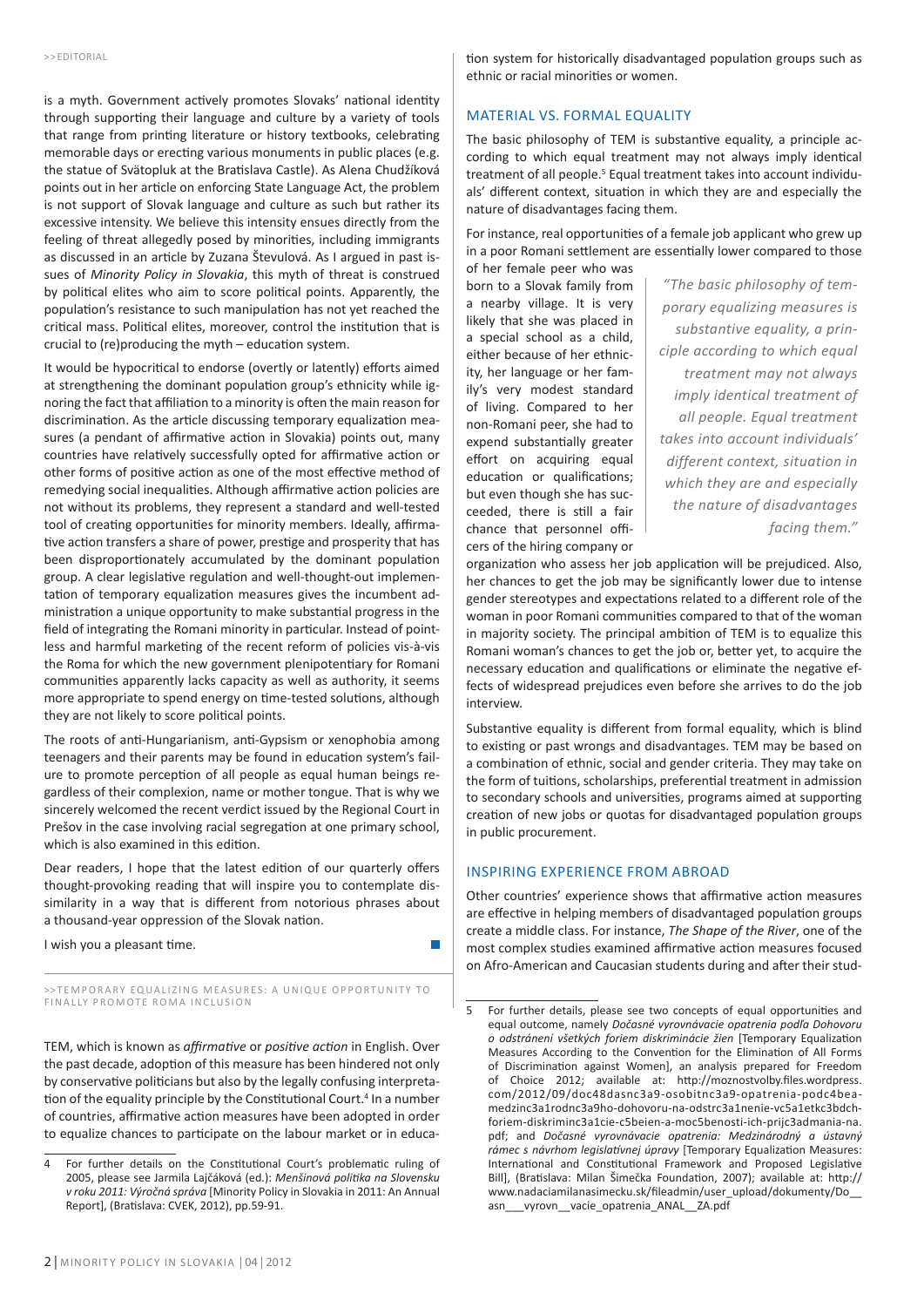is a myth. Government actively promotes Slovaks' national identity through supporting their language and culture by a variety of tools that range from printing literature or history textbooks, celebrating memorable days or erecting various monuments in public places (e.g. the statue of Svätopluk at the Bratislava Castle). As Alena Chudžíková points out in her article on enforcing State Language Act, the problem is not support of Slovak language and culture as such but rather its excessive intensity. We believe this intensity ensues directly from the feeling of threat allegedly posed by minorities, including immigrants as discussed in an article by Zuzana Števulová. As I argued in past issues of *Minority Policy in Slovakia*, this myth of threat is construed by political elites who aim to score political points. Apparently, the population's resistance to such manipulation has not yet reached the critical mass. Political elites, moreover, control the institution that is crucial to (re)producing the myth – education system.

It would be hypocritical to endorse (overtly or latently) efforts aimed at strengthening the dominant population group's ethnicity while ignoring the fact that affiliation to a minority is often the main reason for discrimination. As the article discussing temporary equalization measures (a pendant of affirmative action in Slovakia) points out, many countries have relatively successfully opted for affirmative action or other forms of positive action as one of the most effective method of remedying social inequalities. Although affirmative action policies are not without its problems, they represent a standard and well-tested tool of creating opportunities for minority members. Ideally, affirmative action transfers a share of power, prestige and prosperity that has been disproportionately accumulated by the dominant population group. A clear legislative regulation and well-thought-out implementation of temporary equalization measures gives the incumbent administration a unique opportunity to make substantial progress in the field of integrating the Romani minority in particular. Instead of pointless and harmful marketing of the recent reform of policies vis-à-vis the Roma for which the new government plenipotentiary for Romani communities apparently lacks capacity as well as authority, it seems more appropriate to spend energy on time-tested solutions, although they are not likely to score political points.

The roots of anti-Hungarianism, anti-Gypsism or xenophobia among teenagers and their parents may be found in education system's failure to promote perception of all people as equal human beings regardless of their complexion, name or mother tongue. That is why we sincerely welcomed the recent verdict issued by the Regional Court in Prešov in the case involving racial segregation at one primary school, which is also examined in this edition.

Dear readers, I hope that the latest edition of our quarterly offers thought-provoking reading that will inspire you to contemplate dissimilarity in a way that is different from notorious phrases about a thousand-year oppression of the Slovak nation.

I wish you a pleasant time.

## >>TEMPORARY EQUALIZING MEASURES: A UNIQUE OPPORTUNITY TO FINALLY PROMOTE ROMA INCLUSION

TEM, which is known as *affirmative* or *positive action* in English. Over the past decade, adoption of this measure has been hindered not only by conservative politicians but also by the legally confusing interpretation of the equality principle by the Constitutional Court.[4] In a number of countries, affirmative action measures have been adopted in order to equalize chances to participate on the labour market or in education system for historically disadvantaged population groups such as ethnic or racial minorities or women.

### MATERIAL VS. FORMAL EQUALITY

The basic philosophy of TEM is substantive equality, a principle according to which equal treatment may not always imply identical treatment of all people.[5] Equal treatment takes into account individuals' different context, situation in which they are and especially the nature of disadvantages facing them.

For instance, real opportunities of a female job applicant who grew up in a poor Romani settlement are essentially lower compared to those of her female peer who was born to a Slovak family from a nearby village. It is very likely that she was placed in a special school as a child, either because of her ethnicity, her language or her family's very modest standard of living. Compared to her non-Romani peer, she had to expend substantially greater effort on acquiring equal education or qualifications; but even though she has succeeded, there is still a fair chance that personnel officers of the hiring company or organization who assess her job application will be prejudiced. Also, her chances to get the job may be significantly lower due to intense gender stereotypes and expectations related to a different role of the woman in poor Romani communities compared to that of the woman in majority society. The principal ambition of TEM is to equalize this Romani woman's chances to get the job or, better yet, to acquire the necessary education and qualifications or eliminate the negative effects of widespread prejudices even before she arrives to do the job interview.

> *"The basic philosophy of temporary equalizing measures is substantive equality, a principle according to which equal treatment may not always imply identical treatment of all people. Equal treatment takes into account individuals' different context, situation in which they are and especially the nature of disadvantages facing them."*

Substantive equality is different from formal equality, which is blind to existing or past wrongs and disadvantages. TEM may be based on a combination of ethnic, social and gender criteria. They may take on the form of tuitions, scholarships, preferential treatment in admission to secondary schools and universities, programs aimed at supporting creation of new jobs or quotas for disadvantaged population groups in public procurement.

### INSPIRING EXPERIENCE FROM ABROAD

Other countries' experience shows that affirmative action measures are effective in helping members of disadvantaged population groups create a middle class. For instance, *The Shape of the River*, one of the most complex studies examined affirmative action measures focused on Afro-American and Caucasian students during and after their stud-

---

4 For further details on the Constitutional Court's problematic ruling of 2005, please see Jarmila Lajčáková (ed.): *Menšinová politika na Slovensku v roku 2011: Výročná správa* [Minority Policy in Slovakia in 2011: An Annual Report], (Bratislava: CVEK, 2012), pp.59-91.

5 For further details, please see two concepts of equal opportunities and equal outcome, namely *Dočasné vyrovnávacie opatrenia podľa Dohovoru o odstránení všetkých foriem diskriminácie žien* [Temporary Equalization Measures According to the Convention for the Elimination of All Forms of Discrimination against Women], an analysis prepared for Freedom of Choice 2012; available at: http://moznostvolby.files.wordpress.com/2012/09/doc48dasnc3a9-osobitnc3a9-opatrenia-podc4bea-medzinc3a1rodnc3a9ho-dohovoru-na-odstrc3a1nenie-vc5a1etkc3bdch-foriem-diskriminc3a1cie-c5beien-a-moc5benosti-ich-prijc3admania-na.pdf; and *Dočasné vyrovnávacie opatrenia: Medzinárodný a ústavný rámec s návrhom legislatívnej úpravy* [Temporary Equalization Measures: International and Constitutional Framework and Proposed Legislative Bill], (Bratislava: Milan Šimečka Foundation, 2007); available at: http://www.nadaciamilanasimecka.sk/fileadmin/user_upload/dokumenty/Do__asn___vyrovn__vacie_opatrenia_ANAL__ZA.pdf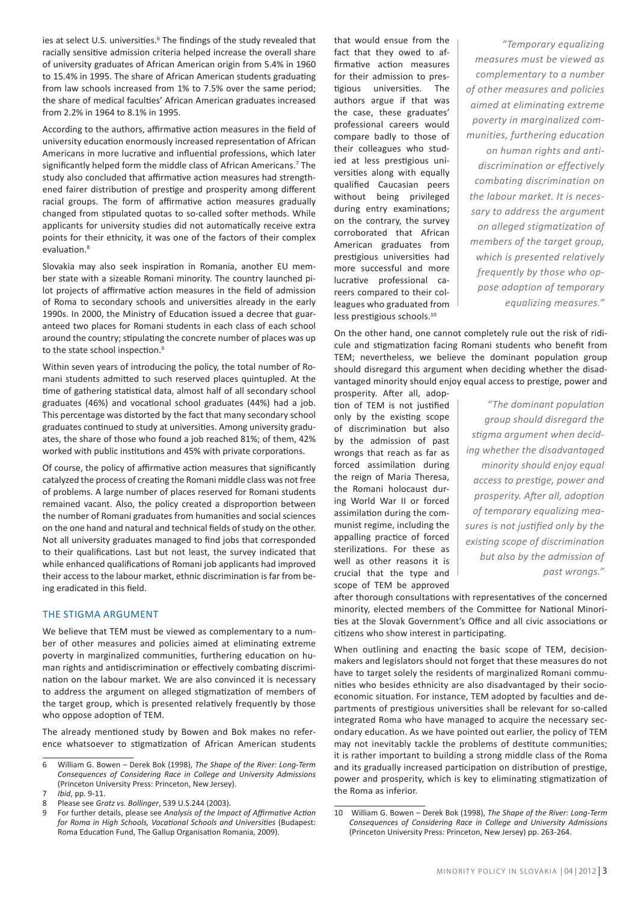ies at select U.S. universities.[6] The findings of the study revealed that racially sensitive admission criteria helped increase the overall share of university graduates of African American origin from 5.4% in 1960 to 15.4% in 1995. The share of African American students graduating from law schools increased from 1% to 7.5% over the same period; the share of medical faculties' African American graduates increased from 2.2% in 1964 to 8.1% in 1995.

According to the authors, affirmative action measures in the field of university education enormously increased representation of African Americans in more lucrative and influential professions, which later significantly helped form the middle class of African Americans.[7] The study also concluded that affirmative action measures had strengthened fairer distribution of prestige and prosperity among different racial groups. The form of affirmative action measures gradually changed from stipulated quotas to so-called softer methods. While applicants for university studies did not automatically receive extra points for their ethnicity, it was one of the factors of their complex evaluation.[8]

Slovakia may also seek inspiration in Romania, another EU member state with a sizeable Romani minority. The country launched pilot projects of affirmative action measures in the field of admission of Roma to secondary schools and universities already in the early 1990s. In 2000, the Ministry of Education issued a decree that guaranteed two places for Romani students in each class of each school around the country; stipulating the concrete number of places was up to the state school inspection.[9]

Within seven years of introducing the policy, the total number of Romani students admitted to such reserved places quintupled. At the time of gathering statistical data, almost half of all secondary school graduates (46%) and vocational school graduates (44%) had a job. This percentage was distorted by the fact that many secondary school graduates continued to study at universities. Among university graduates, the share of those who found a job reached 81%; of them, 42% worked with public institutions and 45% with private corporations.

Of course, the policy of affirmative action measures that significantly catalyzed the process of creating the Romani middle class was not free of problems. A large number of places reserved for Romani students remained vacant. Also, the policy created a disproportion between the number of Romani graduates from humanities and social sciences on the one hand and natural and technical fields of study on the other. Not all university graduates managed to find jobs that corresponded to their qualifications. Last but not least, the survey indicated that while enhanced qualifications of Romani job applicants had improved their access to the labour market, ethnic discrimination is far from being eradicated in this field.

## THE STIGMA ARGUMENT

We believe that TEM must be viewed as complementary to a number of other measures and policies aimed at eliminating extreme poverty in marginalized communities, furthering education on human rights and antidiscrimination or effectively combating discrimination on the labour market. We are also convinced it is necessary to address the argument on alleged stigmatization of members of the target group, which is presented relatively frequently by those who oppose adoption of TEM.

The already mentioned study by Bowen and Bok makes no reference whatsoever to stigmatization of African American students that would ensue from the fact that they owed to affirmative action measures for their admission to prestigious universities. The authors argue if that was the case, these graduates' professional careers would compare badly to those of their colleagues who studied at less prestigious universities along with equally qualified Caucasian peers without being privileged during entry examinations; on the contrary, the survey corroborated that African American graduates from prestigious universities had more successful and more lucrative professional careers compared to their colleagues who graduated from less prestigious schools.[10]

> *"Temporary equalizing measures must be viewed as complementary to a number of other measures and policies aimed at eliminating extreme poverty in marginalized communities, furthering education on human rights and antidiscrimination or effectively combating discrimination on the labour market. It is necessary to address the argument on alleged stigmatization of members of the target group, which is presented relatively frequently by those who oppose adoption of temporary equalizing measures."*

On the other hand, one cannot completely rule out the risk of ridicule and stigmatization facing Romani students who benefit from TEM; nevertheless, we believe the dominant population group should disregard this argument when deciding whether the disadvantaged minority should enjoy equal access to prestige, power and prosperity. After all, adoption of TEM is not justified only by the existing scope of discrimination but also by the admission of past wrongs that reach as far as forced assimilation during the reign of Maria Theresa, the Romani holocaust during World War II or forced assimilation during the communist regime, including the appalling practice of forced sterilizations. For these as well as other reasons it is crucial that the type and scope of TEM be approved after thorough consultations with representatives of the concerned minority, elected members of the Committee for National Minorities at the Slovak Government's Office and all civic associations or citizens who show interest in participating.

> *"The dominant population group should disregard the stigma argument when deciding whether the disadvantaged minority should enjoy equal access to prestige, power and prosperity. After all, adoption of temporary equalizing measures is not justified only by the existing scope of discrimination but also by the admission of past wrongs."*

When outlining and enacting the basic scope of TEM, decision-makers and legislators should not forget that these measures do not have to target solely the residents of marginalized Romani communities who besides ethnicity are also disadvantaged by their socio-economic situation. For instance, TEM adopted by faculties and departments of prestigious universities shall be relevant for so-called integrated Roma who have managed to acquire the necessary secondary education. As we have pointed out earlier, the policy of TEM may not inevitably tackle the problems of destitute communities; it is rather important to building a strong middle class of the Roma and its gradually increased participation on distribution of prestige, power and prosperity, which is key to eliminating stigmatization of the Roma as inferior.

---

6 William G. Bowen – Derek Bok (1998), *The Shape of the River: Long-Term Consequences of Considering Race in College and University Admissions* (Princeton University Press: Princeton, New Jersey).

7 *Ibid*, pp. 9-11.

8 Please see *Gratz vs. Bollinger*, 539 U.S.244 (2003).

9 For further details, please see *Analysis of the Impact of Affirmative Action for Roma in High Schools, Vocational Schools and Universities* (Budapest: Roma Education Fund, The Gallup Organisation Romania, 2009).

10 William G. Bowen – Derek Bok (1998), *The Shape of the River: Long-Term Consequences of Considering Race in College and University Admissions* (Princeton University Press: Princeton, New Jersey) pp. 263-264.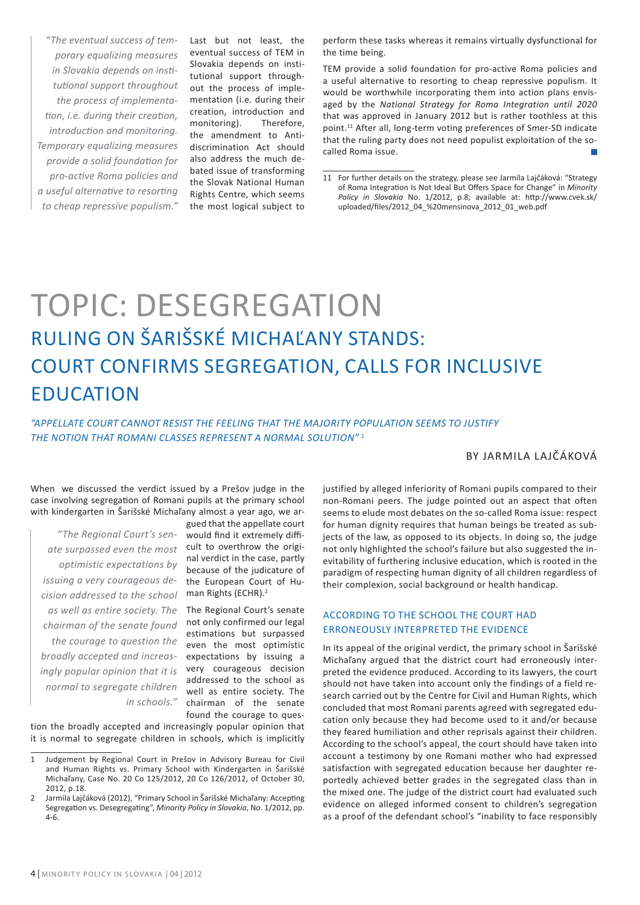> *"The eventual success of temporary equalizing measures in Slovakia depends on institutional support throughout the process of implementation, i.e. during their creation, introduction and monitoring. Temporary equalizing measures provide a solid foundation for pro-active Roma policies and a useful alternative to resorting to cheap repressive populism."*

Last but not least, the eventual success of TEM in Slovakia depends on institutional support throughout the process of implementation (i.e. during their creation, introduction and monitoring). Therefore, the amendment to Anti-discrimination Act should also address the much debated issue of transforming the Slovak National Human Rights Centre, which seems the most logical subject to perform these tasks whereas it remains virtually dysfunctional for the time being.

TEM provide a solid foundation for pro-active Roma policies and a useful alternative to resorting to cheap repressive populism. It would be worthwhile incorporating them into action plans envisaged by the *National Strategy for Roma Integration until 2020* that was approved in January 2012 but is rather toothless at this point.[11] After all, long-term voting preferences of Smer-SD indicate that the ruling party does not need populist exploitation of the so-called Roma issue.

11 For further details on the strategy, please see Jarmila Lajčáková: "Strategy of Roma Integration Is Not Ideal But Offers Space for Change" in *Minority Policy in Slovakia* No. 1/2012, p.8; available at: http://www.cvek.sk/uploaded/files/2012_04_%20mensinova_2012_01_web.pdf

# TOPIC: DESEGREGATION

## RULING ON ŠARIŠSKÉ MICHAĽANY STANDS: COURT CONFIRMS SEGREGATION, CALLS FOR INCLUSIVE EDUCATION

*"APPELLATE COURT CANNOT RESIST THE FEELING THAT THE MAJORITY POPULATION SEEMS TO JUSTIFY THE NOTION THAT ROMANI CLASSES REPRESENT A NORMAL SOLUTION"* [1]

BY JARMILA LAJČÁKOVÁ

When we discussed the verdict issued by a Prešov judge in the case involving segregation of Romani pupils at the primary school with kindergarten in Šarišské Michaľany almost a year ago, we argued that the appellate court would find it extremely difficult to overthrow the original verdict in the case, partly because of the judicature of the European Court of Human Rights (ECHR).[2]

> *"The Regional Court's senate surpassed even the most optimistic expectations by issuing a very courageous decision addressed to the school as well as entire society. The chairman of the senate found the courage to question the broadly accepted and increasingly popular opinion that it is normal to segregate children in schools."*

The Regional Court's senate not only confirmed our legal estimations but surpassed even the most optimistic expectations by issuing a very courageous decision addressed to the school as well as entire society. The chairman of the senate found the courage to question the broadly accepted and increasingly popular opinion that it is normal to segregate children in schools, which is implicitly justified by alleged inferiority of Romani pupils compared to their non-Romani peers. The judge pointed out an aspect that often seems to elude most debates on the so-called Roma issue: respect for human dignity requires that human beings be treated as subjects of the law, as opposed to its objects. In doing so, the judge not only highlighted the school's failure but also suggested the inevitability of furthering inclusive education, which is rooted in the paradigm of respecting human dignity of all children regardless of their complexion, social background or health handicap.

### ACCORDING TO THE SCHOOL THE COURT HAD ERRONEOUSLY INTERPRETED THE EVIDENCE

In its appeal of the original verdict, the primary school in Šarišské Michaľany argued that the district court had erroneously interpreted the evidence produced. According to its lawyers, the court should not have taken into account only the findings of a field research carried out by the Centre for Civil and Human Rights, which concluded that most Romani parents agreed with segregated education only because they had become used to it and/or because they feared humiliation and other reprisals against their children. According to the school's appeal, the court should have taken into account a testimony by one Romani mother who had expressed satisfaction with segregated education because her daughter reportedly achieved better grades in the segregated class than in the mixed one. The judge of the district court had evaluated such evidence on alleged informed consent to children's segregation as a proof of the defendant school's "inability to face responsibly

1 Judgement by Regional Court in Prešov in Advisory Bureau for Civil and Human Rights vs. Primary School with Kindergarten in Šarišské Michaľany, Case No. 20 Co 125/2012, 20 Co 126/2012, of October 30, 2012, p.18.

2 Jarmila Lajčáková (2012), "Primary School in Šarišské Michaľany: Accepting Segregation vs. Desegregating", *Minority Policy in Slovakia*, No. 1/2012, pp. 4-6.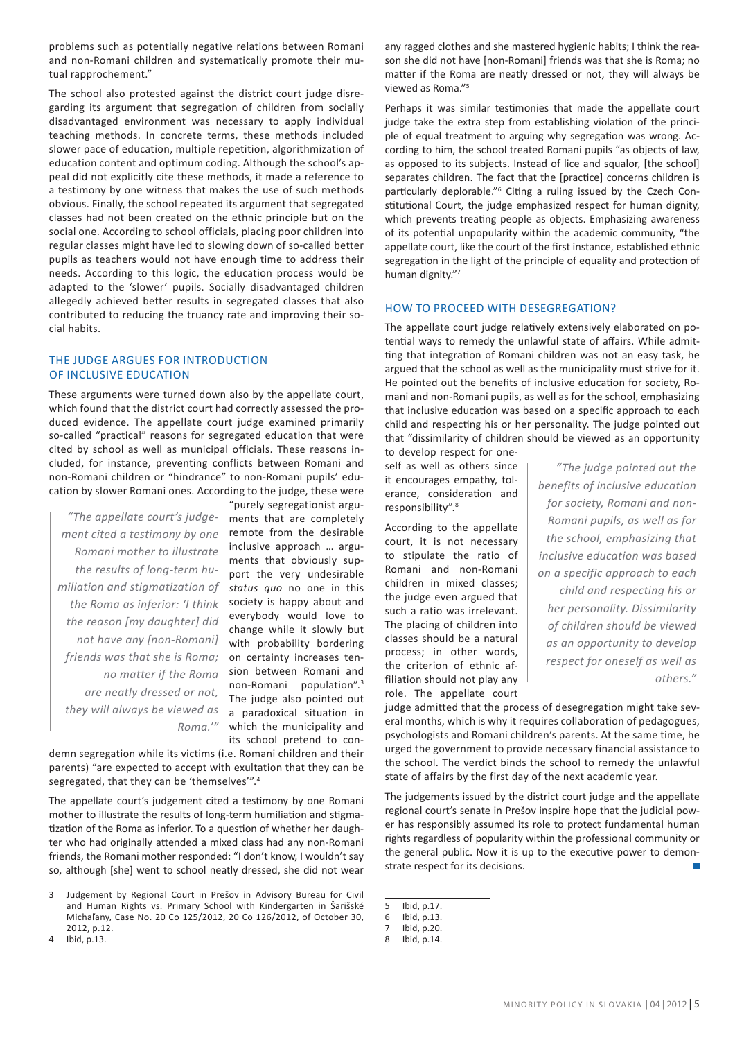problems such as potentially negative relations between Romani and non-Romani children and systematically promote their mutual rapprochement."

The school also protested against the district court judge disregarding its argument that segregation of children from socially disadvantaged environment was necessary to apply individual teaching methods. In concrete terms, these methods included slower pace of education, multiple repetition, algorithmization of education content and optimum coding. Although the school's appeal did not explicitly cite these methods, it made a reference to a testimony by one witness that makes the use of such methods obvious. Finally, the school repeated its argument that segregated classes had not been created on the ethnic principle but on the social one. According to school officials, placing poor children into regular classes might have led to slowing down of so-called better pupils as teachers would not have enough time to address their needs. According to this logic, the education process would be adapted to the 'slower' pupils. Socially disadvantaged children allegedly achieved better results in segregated classes that also contributed to reducing the truancy rate and improving their social habits.

## THE JUDGE ARGUES FOR INTRODUCTION OF INCLUSIVE EDUCATION

These arguments were turned down also by the appellate court, which found that the district court had correctly assessed the produced evidence. The appellate court judge examined primarily so-called "practical" reasons for segregated education that were cited by school as well as municipal officials. These reasons included, for instance, preventing conflicts between Romani and non-Romani children or "hindrance" to non-Romani pupils' education by slower Romani ones. According to the judge, these were "purely segregationist arguments that are completely remote from the desirable inclusive approach … arguments that obviously support the very undesirable *status quo* no one in this society is happy about and everybody would love to change while it slowly but with probability bordering on certainty increases tension between Romani and non-Romani population".[3] The judge also pointed out a paradoxical situation in which the municipality and its school pretend to condemn segregation while its victims (i.e. Romani children and their parents) "are expected to accept with exultation that they can be segregated, that they can be 'themselves'".[4]

> *"The appellate court's judgement cited a testimony by one Romani mother to illustrate the results of long-term humiliation and stigmatization of the Roma as inferior: 'I think the reason [my daughter] did not have any [non-Romani] friends was that she is Roma; no matter if the Roma are neatly dressed or not, they will always be viewed as Roma.'"*

The appellate court's judgement cited a testimony by one Romani mother to illustrate the results of long-term humiliation and stigmatization of the Roma as inferior. To a question of whether her daughter who had originally attended a mixed class had any non-Romani friends, the Romani mother responded: "I don't know, I wouldn't say so, although [she] went to school neatly dressed, she did not wear any ragged clothes and she mastered hygienic habits; I think the reason she did not have [non-Romani] friends was that she is Roma; no matter if the Roma are neatly dressed or not, they will always be viewed as Roma."[5]

Perhaps it was similar testimonies that made the appellate court judge take the extra step from establishing violation of the principle of equal treatment to arguing why segregation was wrong. According to him, the school treated Romani pupils "as objects of law, as opposed to its subjects. Instead of lice and squalor, [the school] separates children. The fact that the [practice] concerns children is particularly deplorable."[6] Citing a ruling issued by the Czech Constitutional Court, the judge emphasized respect for human dignity, which prevents treating people as objects. Emphasizing awareness of its potential unpopularity within the academic community, "the appellate court, like the court of the first instance, established ethnic segregation in the light of the principle of equality and protection of human dignity."[7]

## HOW TO PROCEED WITH DESEGREGATION?

The appellate court judge relatively extensively elaborated on potential ways to remedy the unlawful state of affairs. While admitting that integration of Romani children was not an easy task, he argued that the school as well as the municipality must strive for it. He pointed out the benefits of inclusive education for society, Romani and non-Romani pupils, as well as for the school, emphasizing that inclusive education was based on a specific approach to each child and respecting his or her personality. The judge pointed out that "dissimilarity of children should be viewed as an opportunity to develop respect for oneself as well as others since it encourages empathy, tolerance, consideration and responsibility".[8]

> *"The judge pointed out the benefits of inclusive education for society, Romani and non-Romani pupils, as well as for the school, emphasizing that inclusive education was based on a specific approach to each child and respecting his or her personality. Dissimilarity of children should be viewed as an opportunity to develop respect for oneself as well as others."*

According to the appellate court, it is not necessary to stipulate the ratio of Romani and non-Romani children in mixed classes; the judge even argued that such a ratio was irrelevant. The placing of children into classes should be a natural process; in other words, the criterion of ethnic affiliation should not play any role. The appellate court judge admitted that the process of desegregation might take several months, which is why it requires collaboration of pedagogues, psychologists and Romani children's parents. At the same time, he urged the government to provide necessary financial assistance to the school. The verdict binds the school to remedy the unlawful state of affairs by the first day of the next academic year.

The judgements issued by the district court judge and the appellate regional court's senate in Prešov inspire hope that the judicial power has responsibly assumed its role to protect fundamental human rights regardless of popularity within the professional community or the general public. Now it is up to the executive power to demonstrate respect for its decisions.

---

3 Judgement by Regional Court in Prešov in Advisory Bureau for Civil and Human Rights vs. Primary School with Kindergarten in Šarišské Michaľany, Case No. 20 Co 125/2012, 20 Co 126/2012, of October 30, 2012, p.12.

4 Ibid, p.13.

5 Ibid, p.17.

6 Ibid, p.13.

7 Ibid, p.20.

8 Ibid, p.14.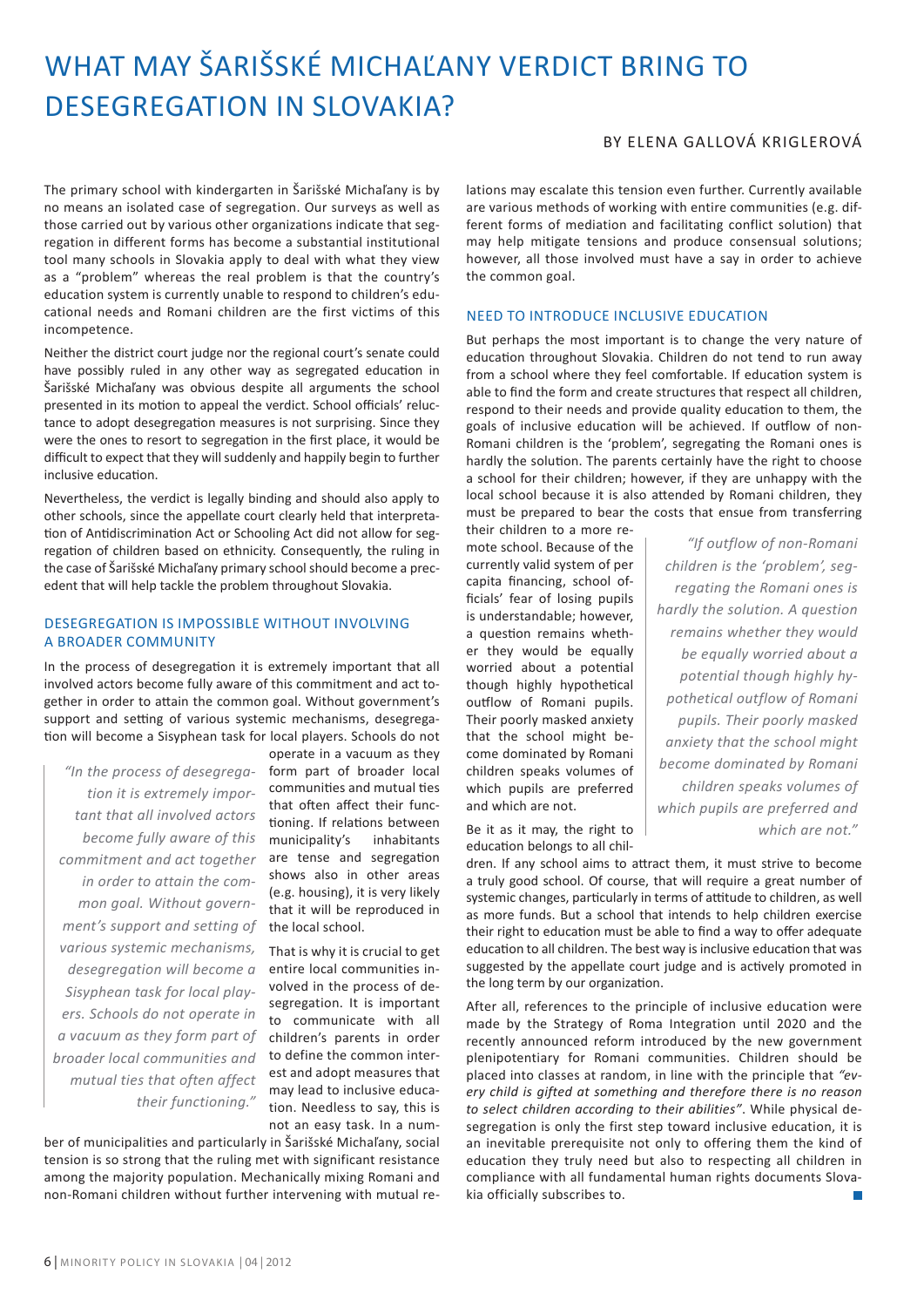# WHAT MAY ŠARIŠSKÉ MICHAĽANY VERDICT BRING TO DESEGREGATION IN SLOVAKIA?

BY ELENA GALLOVÁ KRIGLEROVÁ

The primary school with kindergarten in Šarišské Michaľany is by no means an isolated case of segregation. Our surveys as well as those carried out by various other organizations indicate that segregation in different forms has become a substantial institutional tool many schools in Slovakia apply to deal with what they view as a "problem" whereas the real problem is that the country's education system is currently unable to respond to children's educational needs and Romani children are the first victims of this incompetence.

Neither the district court judge nor the regional court's senate could have possibly ruled in any other way as segregated education in Šarišské Michaľany was obvious despite all arguments the school presented in its motion to appeal the verdict. School officials' reluctance to adopt desegregation measures is not surprising. Since they were the ones to resort to segregation in the first place, it would be difficult to expect that they will suddenly and happily begin to further inclusive education.

Nevertheless, the verdict is legally binding and should also apply to other schools, since the appellate court clearly held that interpretation of Antidiscrimination Act or Schooling Act did not allow for segregation of children based on ethnicity. Consequently, the ruling in the case of Šarišské Michaľany primary school should become a precedent that will help tackle the problem throughout Slovakia.

## DESEGREGATION IS IMPOSSIBLE WITHOUT INVOLVING A BROADER COMMUNITY

In the process of desegregation it is extremely important that all involved actors become fully aware of this commitment and act together in order to attain the common goal. Without government's support and setting of various systemic mechanisms, desegregation will become a Sisyphean task for local players. Schools do not operate in a vacuum as they form part of broader local communities and mutual ties that often affect their functioning. If relations between municipality's inhabitants are tense and segregation shows also in other areas (e.g. housing), it is very likely that it will be reproduced in the local school.

> *"In the process of desegregation it is extremely important that all involved actors become fully aware of this commitment and act together in order to attain the common goal. Without government's support and setting of various systemic mechanisms, desegregation will become a Sisyphean task for local players. Schools do not operate in a vacuum as they form part of broader local communities and mutual ties that often affect their functioning."*

That is why it is crucial to get entire local communities involved in the process of desegregation. It is important to communicate with all children's parents in order to define the common interest and adopt measures that may lead to inclusive education. Needless to say, this is not an easy task. In a number of municipalities and particularly in Šarišské Michaľany, social tension is so strong that the ruling met with significant resistance among the majority population. Mechanically mixing Romani and non-Romani children without further intervening with mutual relations may escalate this tension even further. Currently available are various methods of working with entire communities (e.g. different forms of mediation and facilitating conflict solution) that may help mitigate tensions and produce consensual solutions; however, all those involved must have a say in order to achieve the common goal.

## NEED TO INTRODUCE INCLUSIVE EDUCATION

But perhaps the most important is to change the very nature of education throughout Slovakia. Children do not tend to run away from a school where they feel comfortable. If education system is able to find the form and create structures that respect all children, respond to their needs and provide quality education to them, the goals of inclusive education will be achieved. If outflow of non-Romani children is the 'problem', segregating the Romani ones is hardly the solution. The parents certainly have the right to choose a school for their children; however, if they are unhappy with the local school because it is also attended by Romani children, they must be prepared to bear the costs that ensue from transferring their children to a more remote school. Because of the currently valid system of per capita financing, school officials' fear of losing pupils is understandable; however, a question remains whether they would be equally worried about a potential though highly hypothetical outflow of Romani pupils. Their poorly masked anxiety that the school might become dominated by Romani children speaks volumes of which pupils are preferred and which are not.

> *"If outflow of non-Romani children is the 'problem', segregating the Romani ones is hardly the solution. A question remains whether they would be equally worried about a potential though highly hypothetical outflow of Romani pupils. Their poorly masked anxiety that the school might become dominated by Romani children speaks volumes of which pupils are preferred and which are not."*

Be it as it may, the right to education belongs to all children. If any school aims to attract them, it must strive to become a truly good school. Of course, that will require a great number of systemic changes, particularly in terms of attitude to children, as well as more funds. But a school that intends to help children exercise their right to education must be able to find a way to offer adequate education to all children. The best way is inclusive education that was suggested by the appellate court judge and is actively promoted in the long term by our organization.

After all, references to the principle of inclusive education were made by the Strategy of Roma Integration until 2020 and the recently announced reform introduced by the new government plenipotentiary for Romani communities. Children should be placed into classes at random, in line with the principle that *"every child is gifted at something and therefore there is no reason to select children according to their abilities"*. While physical desegregation is only the first step toward inclusive education, it is an inevitable prerequisite not only to offering them the kind of education they truly need but also to respecting all children in compliance with all fundamental human rights documents Slovakia officially subscribes to.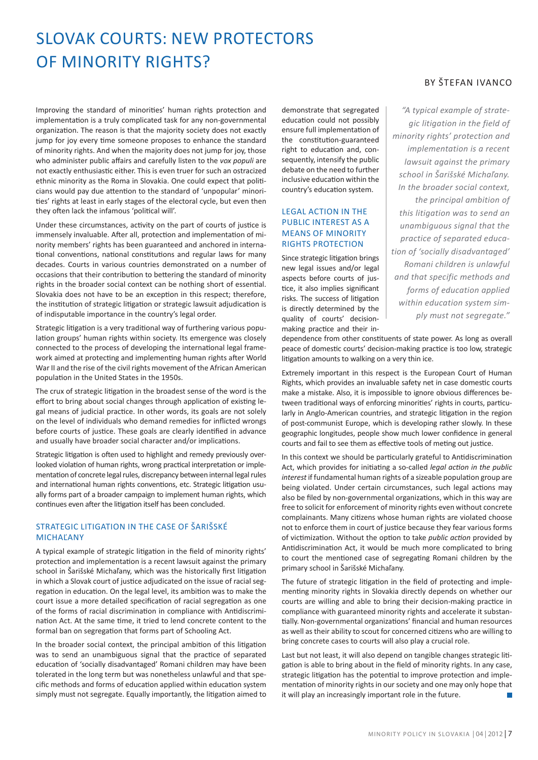# SLOVAK COURTS: NEW PROTECTORS OF MINORITY RIGHTS?

BY ŠTEFAN IVANCO

Improving the standard of minorities' human rights protection and implementation is a truly complicated task for any non-governmental organization. The reason is that the majority society does not exactly jump for joy every time someone proposes to enhance the standard of minority rights. And when the majority does not jump for joy, those who administer public affairs and carefully listen to the *vox populi* are not exactly enthusiastic either. This is even truer for such an ostracized ethnic minority as the Roma in Slovakia. One could expect that politicians would pay due attention to the standard of 'unpopular' minorities' rights at least in early stages of the electoral cycle, but even then they often lack the infamous 'political will'.

Under these circumstances, activity on the part of courts of justice is immensely invaluable. After all, protection and implementation of minority members' rights has been guaranteed and anchored in international conventions, national constitutions and regular laws for many decades. Courts in various countries demonstrated on a number of occasions that their contribution to bettering the standard of minority rights in the broader social context can be nothing short of essential. Slovakia does not have to be an exception in this respect; therefore, the institution of strategic litigation or strategic lawsuit adjudication is of indisputable importance in the country's legal order.

Strategic litigation is a very traditional way of furthering various population groups' human rights within society. Its emergence was closely connected to the process of developing the international legal framework aimed at protecting and implementing human rights after World War II and the rise of the civil rights movement of the African American population in the United States in the 1950s.

The crux of strategic litigation in the broadest sense of the word is the effort to bring about social changes through application of existing legal means of judicial practice. In other words, its goals are not solely on the level of individuals who demand remedies for inflicted wrongs before courts of justice. These goals are clearly identified in advance and usually have broader social character and/or implications.

Strategic litigation is often used to highlight and remedy previously overlooked violation of human rights, wrong practical interpretation or implementation of concrete legal rules, discrepancy between internal legal rules and international human rights conventions, etc. Strategic litigation usually forms part of a broader campaign to implement human rights, which continues even after the litigation itself has been concluded.

## STRATEGIC LITIGATION IN THE CASE OF ŠARIŠSKÉ MICHAĽANY

A typical example of strategic litigation in the field of minority rights' protection and implementation is a recent lawsuit against the primary school in Šarišské Michaľany, which was the historically first litigation in which a Slovak court of justice adjudicated on the issue of racial segregation in education. On the legal level, its ambition was to make the court issue a more detailed specification of racial segregation as one of the forms of racial discrimination in compliance with Antidiscrimination Act. At the same time, it tried to lend concrete content to the formal ban on segregation that forms part of Schooling Act.

In the broader social context, the principal ambition of this litigation was to send an unambiguous signal that the practice of separated education of 'socially disadvantaged' Romani children may have been tolerated in the long term but was nonetheless unlawful and that specific methods and forms of education applied within education system simply must not segregate. Equally importantly, the litigation aimed to demonstrate that segregated education could not possibly ensure full implementation of the constitution-guaranteed right to education and, consequently, intensify the public debate on the need to further inclusive education within the country's education system.

> *"A typical example of strategic litigation in the field of minority rights' protection and implementation is a recent lawsuit against the primary school in Šarišské Michaľany. In the broader social context, the principal ambition of this litigation was to send an unambiguous signal that the practice of separated education of 'socially disadvantaged' Romani children is unlawful and that specific methods and forms of education applied within education system simply must not segregate."*

## LEGAL ACTION IN THE PUBLIC INTEREST AS A MEANS OF MINORITY RIGHTS PROTECTION

Since strategic litigation brings new legal issues and/or legal aspects before courts of justice, it also implies significant risks. The success of litigation is directly determined by the quality of courts' decision-making practice and their independence from other constituents of state power. As long as overall peace of domestic courts' decision-making practice is too low, strategic litigation amounts to walking on a very thin ice.

Extremely important in this respect is the European Court of Human Rights, which provides an invaluable safety net in case domestic courts make a mistake. Also, it is impossible to ignore obvious differences between traditional ways of enforcing minorities' rights in courts, particularly in Anglo-American countries, and strategic litigation in the region of post-communist Europe, which is developing rather slowly. In these geographic longitudes, people show much lower confidence in general courts and fail to see them as effective tools of meting out justice.

In this context we should be particularly grateful to Antidiscrimination Act, which provides for initiating a so-called *legal action in the public interest* if fundamental human rights of a sizeable population group are being violated. Under certain circumstances, such legal actions may also be filed by non-governmental organizations, which in this way are free to solicit for enforcement of minority rights even without concrete complainants. Many citizens whose human rights are violated choose not to enforce them in court of justice because they fear various forms of victimization. Without the option to take *public action* provided by Antidiscrimination Act, it would be much more complicated to bring to court the mentioned case of segregating Romani children by the primary school in Šarišské Michaľany.

The future of strategic litigation in the field of protecting and implementing minority rights in Slovakia directly depends on whether our courts are willing and able to bring their decision-making practice in compliance with guaranteed minority rights and accelerate it substantially. Non-governmental organizations' financial and human resources as well as their ability to scout for concerned citizens who are willing to bring concrete cases to courts will also play a crucial role.

Last but not least, it will also depend on tangible changes strategic litigation is able to bring about in the field of minority rights. In any case, strategic litigation has the potential to improve protection and implementation of minority rights in our society and one may only hope that it will play an increasingly important role in the future.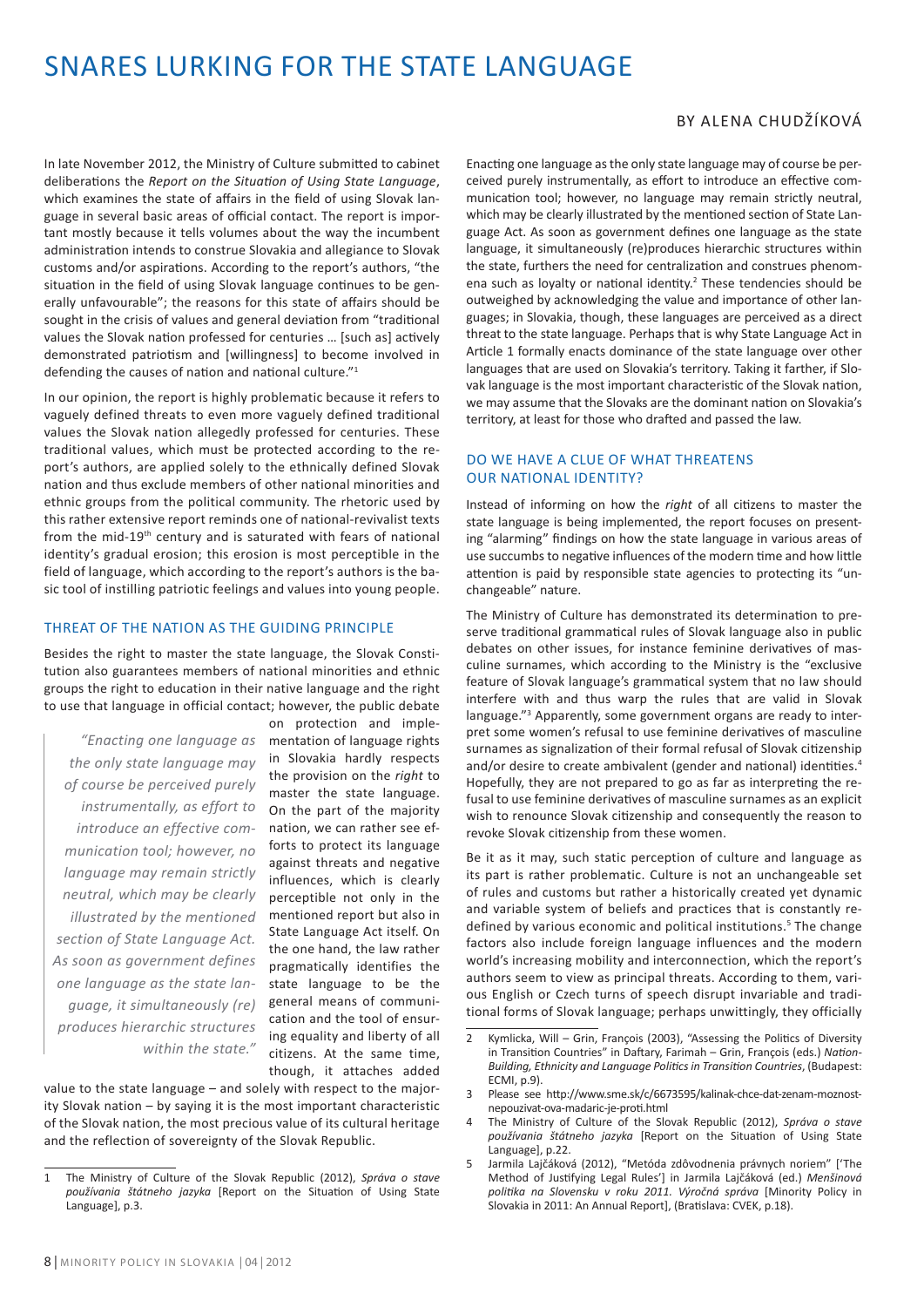# SNARES LURKING FOR THE STATE LANGUAGE

BY ALENA CHUDŽÍKOVÁ

In late November 2012, the Ministry of Culture submitted to cabinet deliberations the *Report on the Situation of Using State Language*, which examines the state of affairs in the field of using Slovak language in several basic areas of official contact. The report is important mostly because it tells volumes about the way the incumbent administration intends to construe Slovakia and allegiance to Slovak customs and/or aspirations. According to the report's authors, "the situation in the field of using Slovak language continues to be generally unfavourable"; the reasons for this state of affairs should be sought in the crisis of values and general deviation from "traditional values the Slovak nation professed for centuries … [such as] actively demonstrated patriotism and [willingness] to become involved in defending the causes of nation and national culture."[1]

In our opinion, the report is highly problematic because it refers to vaguely defined threats to even more vaguely defined traditional values the Slovak nation allegedly professed for centuries. These traditional values, which must be protected according to the report's authors, are applied solely to the ethnically defined Slovak nation and thus exclude members of other national minorities and ethnic groups from the political community. The rhetoric used by this rather extensive report reminds one of national-revivalist texts from the mid-19th century and is saturated with fears of national identity's gradual erosion; this erosion is most perceptible in the field of language, which according to the report's authors is the basic tool of instilling patriotic feelings and values into young people.

## THREAT OF THE NATION AS THE GUIDING PRINCIPLE

Besides the right to master the state language, the Slovak Constitution also guarantees members of national minorities and ethnic groups the right to education in their native language and the right to use that language in official contact; however, the public debate on protection and implementation of language rights in Slovakia hardly respects the provision on the *right* to master the state language. On the part of the majority nation, we can rather see efforts to protect its language against threats and negative influences, which is clearly perceptible not only in the mentioned report but also in State Language Act itself. On the one hand, the law rather pragmatically identifies the state language to be the general means of communication and the tool of ensuring equality and liberty of all citizens. At the same time, though, it attaches added value to the state language – and solely with respect to the majority Slovak nation – by saying it is the most important characteristic of the Slovak nation, the most precious value of its cultural heritage and the reflection of sovereignty of the Slovak Republic.

> *"Enacting one language as the only state language may of course be perceived purely instrumentally, as effort to introduce an effective communication tool; however, no language may remain strictly neutral, which may be clearly illustrated by the mentioned section of State Language Act. As soon as government defines one language as the state language, it simultaneously (re) produces hierarchic structures within the state."*

Enacting one language as the only state language may of course be perceived purely instrumentally, as effort to introduce an effective communication tool; however, no language may remain strictly neutral, which may be clearly illustrated by the mentioned section of State Language Act. As soon as government defines one language as the state language, it simultaneously (re)produces hierarchic structures within the state, furthers the need for centralization and construes phenomena such as loyalty or national identity.[2] These tendencies should be outweighed by acknowledging the value and importance of other languages; in Slovakia, though, these languages are perceived as a direct threat to the state language. Perhaps that is why State Language Act in Article 1 formally enacts dominance of the state language over other languages that are used on Slovakia's territory. Taking it farther, if Slovak language is the most important characteristic of the Slovak nation, we may assume that the Slovaks are the dominant nation on Slovakia's territory, at least for those who drafted and passed the law.

## DO WE HAVE A CLUE OF WHAT THREATENS OUR NATIONAL IDENTITY?

Instead of informing on how the *right* of all citizens to master the state language is being implemented, the report focuses on presenting "alarming" findings on how the state language in various areas of use succumbs to negative influences of the modern time and how little attention is paid by responsible state agencies to protecting its "unchangeable" nature.

The Ministry of Culture has demonstrated its determination to preserve traditional grammatical rules of Slovak language also in public debates on other issues, for instance feminine derivatives of masculine surnames, which according to the Ministry is the "exclusive feature of Slovak language's grammatical system that no law should interfere with and thus warp the rules that are valid in Slovak language."[3] Apparently, some government organs are ready to interpret some women's refusal to use feminine derivatives of masculine surnames as signalization of their formal refusal of Slovak citizenship and/or desire to create ambivalent (gender and national) identities.[4] Hopefully, they are not prepared to go as far as interpreting the refusal to use feminine derivatives of masculine surnames as an explicit wish to renounce Slovak citizenship and consequently the reason to revoke Slovak citizenship from these women.

Be it as it may, such static perception of culture and language as its part is rather problematic. Culture is not an unchangeable set of rules and customs but rather a historically created yet dynamic and variable system of beliefs and practices that is constantly redefined by various economic and political institutions.[5] The change factors also include foreign language influences and the modern world's increasing mobility and interconnection, which the report's authors seem to view as principal threats. According to them, various English or Czech turns of speech disrupt invariable and traditional forms of Slovak language; perhaps unwittingly, they officially

---

1 The Ministry of Culture of the Slovak Republic (2012), *Správa o stave používania štátneho jazyka* [Report on the Situation of Using State Language], p.3.

2 Kymlicka, Will – Grin, François (2003), "Assessing the Politics of Diversity in Transition Countries" in Daftary, Farimah – Grin, François (eds.) *Nation-Building, Ethnicity and Language Politics in Transition Countries*, (Budapest: ECMI, p.9).

3 Please see http://www.sme.sk/c/6673595/kalinak-chce-dat-zenam-moznost-nepouzivat-ova-madaric-je-proti.html

4 The Ministry of Culture of the Slovak Republic (2012), *Správa o stave používania štátneho jazyka* [Report on the Situation of Using State Language], p.22.

5 Jarmila Lajčáková (2012), "Metóda zdôvodnenia právnych noriem" ['The Method of Justifying Legal Rules'] in Jarmila Lajčáková (ed.) *Menšinová politika na Slovensku v roku 2011. Výročná správa* [Minority Policy in Slovakia in 2011: An Annual Report], (Bratislava: CVEK, p.18).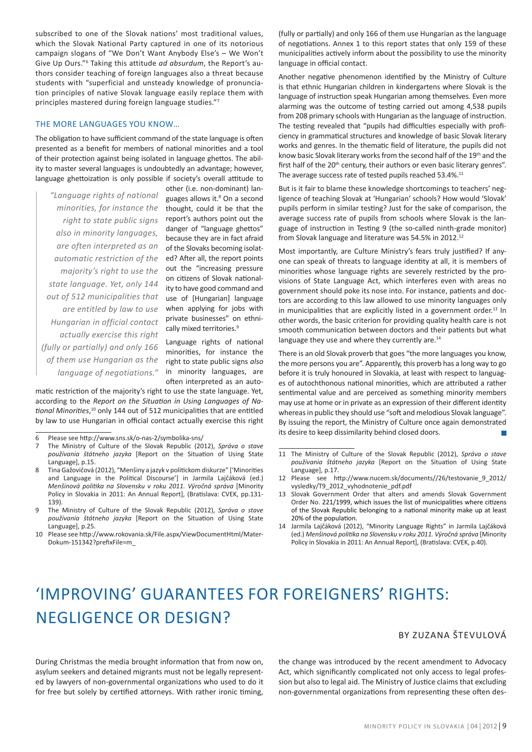subscribed to one of the Slovak nations' most traditional values, which the Slovak National Party captured in one of its notorious campaign slogans of "We Don't Want Anybody Else's – We Won't Give Up Ours."[6] Taking this attitude *ad absurdum*, the Report's authors consider teaching of foreign languages also a threat because students with "superficial and unsteady knowledge of pronunciation principles of native Slovak language easily replace them with principles mastered during foreign language studies."[7]

### THE MORE LANGUAGES YOU KNOW…

The obligation to have sufficient command of the state language is often presented as a benefit for members of national minorities and a tool of their protection against being isolated in language ghettos. The ability to master several languages is undoubtedly an advantage; however, language ghettoization is only possible if society's overall attitude to other (i.e. non-dominant) languages allows it.[8] On a second thought, could it be that the report's authors point out the danger of "language ghettos" because they are in fact afraid of the Slovaks becoming isolated? After all, the report points out the "increasing pressure on citizens of Slovak nationality to have good command and use of [Hungarian] language when applying for jobs with private businesses" on ethnically mixed territories.[9]

> *"Language rights of national minorities, for instance the right to state public signs also in minority languages, are often interpreted as an automatic restriction of the majority's right to use the state language. Yet, only 144 out of 512 municipalities that are entitled by law to use Hungarian in official contact actually exercise this right (fully or partially) and only 166 of them use Hungarian as the language of negotiations."*

Language rights of national minorities, for instance the right to state public signs *also* in minority languages, are often interpreted as an automatic restriction of the majority's right to use the state language. Yet, according to the *Report on the Situation in Using Languages of National Minorities*,[10] only 144 out of 512 municipalities that are entitled by law to use Hungarian in official contact actually exercise this right (fully or partially) and only 166 of them use Hungarian as the language of negotiations. Annex 1 to this report states that only 159 of these municipalities actively inform about the possibility to use the minority language in official contact.

Another negative phenomenon identified by the Ministry of Culture is that ethnic Hungarian children in kindergartens where Slovak is the language of instruction speak Hungarian among themselves. Even more alarming was the outcome of testing carried out among 4,538 pupils from 208 primary schools with Hungarian as the language of instruction. The testing revealed that "pupils had difficulties especially with proficiency in grammatical structures and knowledge of basic Slovak literary works and genres. In the thematic field of literature, the pupils did not know basic Slovak literary works from the second half of the 19th and the first half of the 20th century, their authors or even basic literary genres". The average success rate of tested pupils reached 53.4%.[11]

But is it fair to blame these knowledge shortcomings to teachers' negligence of teaching Slovak at 'Hungarian' schools? How would 'Slovak' pupils perform in similar testing? Just for the sake of comparison, the average success rate of pupils from schools where Slovak is the language of instruction in Testing 9 (the so-called ninth-grade monitor) from Slovak language and literature was 54.5% in 2012.[12]

Most importantly, are Culture Ministry's fears truly justified? If anyone can speak of threats to language identity at all, it is members of minorities whose language rights are severely restricted by the provisions of State Language Act, which interferes even with areas no government should poke its nose into. For instance, patients and doctors are according to this law allowed to use minority languages only in municipalities that are explicitly listed in a government order.[13] In other words, the basic criterion for providing quality health care is not smooth communication between doctors and their patients but what language they use and where they currently are.[14]

There is an old Slovak proverb that goes "the more languages you know, the more persons you are". Apparently, this proverb has a long way to go before it is truly honoured in Slovakia, at least with respect to languages of autochthonous national minorities, which are attributed a rather sentimental value and are perceived as something minority members may use at home or in private as an expression of their different identity whereas in public they should use "soft and melodious Slovak language". By issuing the report, the Ministry of Culture once again demonstrated its desire to keep dissimilarity behind closed doors.

---

6 Please see http://www.sns.sk/o-nas-2/symbolika-sns/

7 The Ministry of Culture of the Slovak Republic (2012), *Správa o stave používania štátneho jazyka* [Report on the Situation of Using State Language], p.15.

8 Tina Gažovičová (2012), "Menšiny a jazyk v politickom diskurze" ['Minorities and Language in the Political Discourse'] in Jarmila Lajčáková (ed.) *Menšinová politika na Slovensku v roku 2011. Výročná správa* [Minority Policy in Slovakia in 2011: An Annual Report], (Bratislava: CVEK, pp.131-139).

9 The Ministry of Culture of the Slovak Republic (2012), *Správa o stave používania štátneho jazyka* [Report on the Situation of Using State Language], p.25.

10 Please see http://www.rokovania.sk/File.aspx/ViewDocumentHtml/Mater-Dokum-151342?prefixFile=m_

11 The Ministry of Culture of the Slovak Republic (2012), *Správa o stave používania štátneho jazyka* [Report on the Situation of Using State Language], p.17.

12 Please see http://www.nucem.sk/documents//26/testovanie_9_2012/vysledky/T9_2012_vyhodnotenie_pdf.pdf

13 Slovak Government Order that alters and amends Slovak Government Order No. 221/1999, which issues the list of municipalities where citizens of the Slovak Republic belonging to a national minority make up at least 20% of the population.

14 Jarmila Lajčáková (2012), "Minority Language Rights" in Jarmila Lajčáková (ed.) *Menšinová politika na Slovensku v roku 2011. Výročná správa* [Minority Policy in Slovakia in 2011: An Annual Report], (Bratislava: CVEK, p.40).

# 'IMPROVING' GUARANTEES FOR FOREIGNERS' RIGHTS: NEGLIGENCE OR DESIGN?

BY ZUZANA ŠTEVULOVÁ

During Christmas the media brought information that from now on, asylum seekers and detained migrants must not be legally represented by lawyers of non-governmental organizations who used to do it for free but solely by certified attorneys. With rather ironic timing, the change was introduced by the recent amendment to Advocacy Act, which significantly complicated not only access to legal profession but also to legal aid. The Ministry of Justice claims that excluding non-governmental organizations from representing these often des-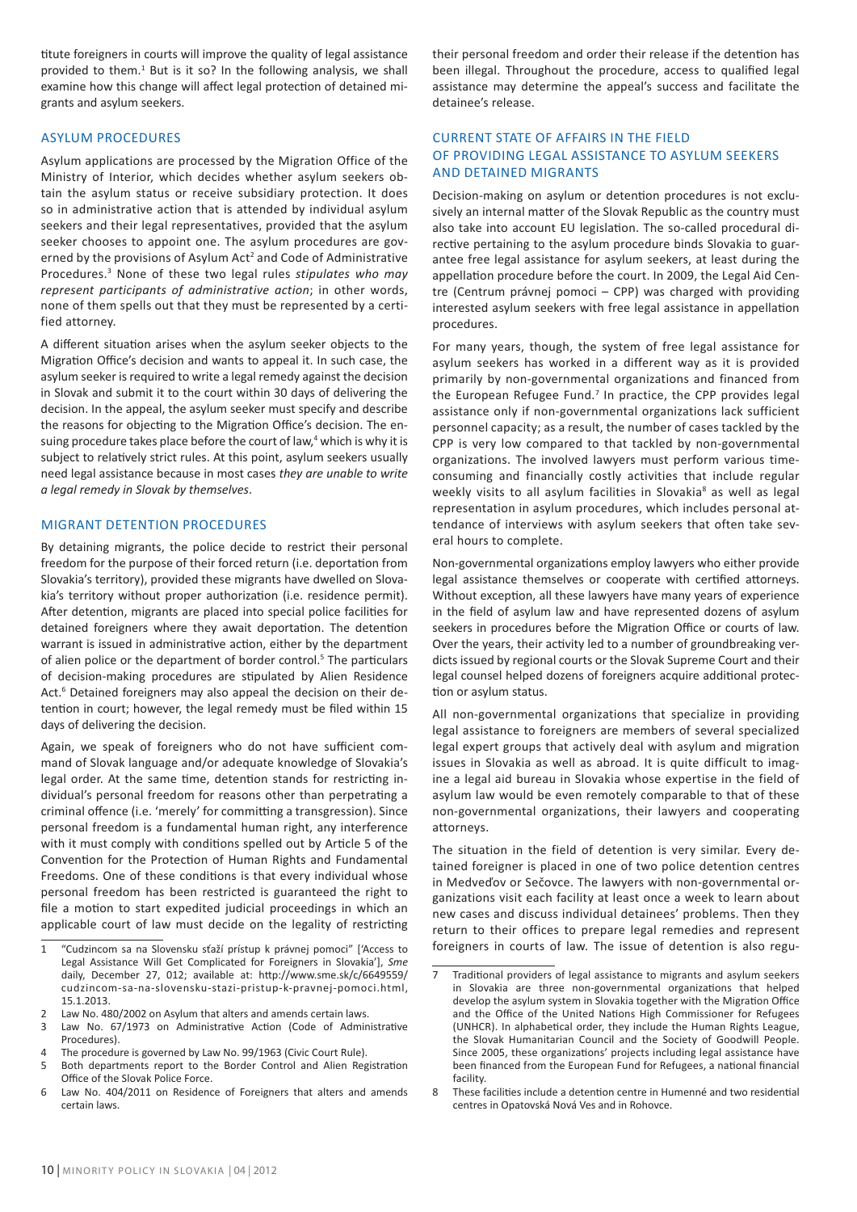titute foreigners in courts will improve the quality of legal assistance provided to them.[1] But is it so? In the following analysis, we shall examine how this change will affect legal protection of detained migrants and asylum seekers.

## ASYLUM PROCEDURES

Asylum applications are processed by the Migration Office of the Ministry of Interior, which decides whether asylum seekers obtain the asylum status or receive subsidiary protection. It does so in administrative action that is attended by individual asylum seekers and their legal representatives, provided that the asylum seeker chooses to appoint one. The asylum procedures are governed by the provisions of Asylum Act[2] and Code of Administrative Procedures.[3] None of these two legal rules *stipulates who may represent participants of administrative action*; in other words, none of them spells out that they must be represented by a certified attorney.

A different situation arises when the asylum seeker objects to the Migration Office's decision and wants to appeal it. In such case, the asylum seeker is required to write a legal remedy against the decision in Slovak and submit it to the court within 30 days of delivering the decision. In the appeal, the asylum seeker must specify and describe the reasons for objecting to the Migration Office's decision. The ensuing procedure takes place before the court of law,[4] which is why it is subject to relatively strict rules. At this point, asylum seekers usually need legal assistance because in most cases *they are unable to write a legal remedy in Slovak by themselves*.

## MIGRANT DETENTION PROCEDURES

By detaining migrants, the police decide to restrict their personal freedom for the purpose of their forced return (i.e. deportation from Slovakia's territory), provided these migrants have dwelled on Slovakia's territory without proper authorization (i.e. residence permit). After detention, migrants are placed into special police facilities for detained foreigners where they await deportation. The detention warrant is issued in administrative action, either by the department of alien police or the department of border control.[5] The particulars of decision-making procedures are stipulated by Alien Residence Act.[6] Detained foreigners may also appeal the decision on their detention in court; however, the legal remedy must be filed within 15 days of delivering the decision.

Again, we speak of foreigners who do not have sufficient command of Slovak language and/or adequate knowledge of Slovakia's legal order. At the same time, detention stands for restricting individual's personal freedom for reasons other than perpetrating a criminal offence (i.e. 'merely' for committing a transgression). Since personal freedom is a fundamental human right, any interference with it must comply with conditions spelled out by Article 5 of the Convention for the Protection of Human Rights and Fundamental Freedoms. One of these conditions is that every individual whose personal freedom has been restricted is guaranteed the right to file a motion to start expedited judicial proceedings in which an applicable court of law must decide on the legality of restricting their personal freedom and order their release if the detention has been illegal. Throughout the procedure, access to qualified legal assistance may determine the appeal's success and facilitate the detainee's release.

## CURRENT STATE OF AFFAIRS IN THE FIELD OF PROVIDING LEGAL ASSISTANCE TO ASYLUM SEEKERS AND DETAINED MIGRANTS

Decision-making on asylum or detention procedures is not exclusively an internal matter of the Slovak Republic as the country must also take into account EU legislation. The so-called procedural directive pertaining to the asylum procedure binds Slovakia to guarantee free legal assistance for asylum seekers, at least during the appellation procedure before the court. In 2009, the Legal Aid Centre (Centrum právnej pomoci – CPP) was charged with providing interested asylum seekers with free legal assistance in appellation procedures.

For many years, though, the system of free legal assistance for asylum seekers has worked in a different way as it is provided primarily by non-governmental organizations and financed from the European Refugee Fund.[7] In practice, the CPP provides legal assistance only if non-governmental organizations lack sufficient personnel capacity; as a result, the number of cases tackled by the CPP is very low compared to that tackled by non-governmental organizations. The involved lawyers must perform various time-consuming and financially costly activities that include regular weekly visits to all asylum facilities in Slovakia[8] as well as legal representation in asylum procedures, which includes personal attendance of interviews with asylum seekers that often take several hours to complete.

Non-governmental organizations employ lawyers who either provide legal assistance themselves or cooperate with certified attorneys. Without exception, all these lawyers have many years of experience in the field of asylum law and have represented dozens of asylum seekers in procedures before the Migration Office or courts of law. Over the years, their activity led to a number of groundbreaking verdicts issued by regional courts or the Slovak Supreme Court and their legal counsel helped dozens of foreigners acquire additional protection or asylum status.

All non-governmental organizations that specialize in providing legal assistance to foreigners are members of several specialized legal expert groups that actively deal with asylum and migration issues in Slovakia as well as abroad. It is quite difficult to imagine a legal aid bureau in Slovakia whose expertise in the field of asylum law would be even remotely comparable to that of these non-governmental organizations, their lawyers and cooperating attorneys.

The situation in the field of detention is very similar. Every detained foreigner is placed in one of two police detention centres in Medveďov or Sečovce. The lawyers with non-governmental organizations visit each facility at least once a week to learn about new cases and discuss individual detainees' problems. Then they return to their offices to prepare legal remedies and represent foreigners in courts of law. The issue of detention is also regu-

---

1 "Cudzincom sa na Slovensku sťaží prístup k právnej pomoci" ['Access to Legal Assistance Will Get Complicated for Foreigners in Slovakia'], *Sme* daily, December 27, 012; available at: http://www.sme.sk/c/6649559/cudzincom-sa-na-slovensku-stazi-pristup-k-pravnej-pomoci.html, 15.1.2013.

2 Law No. 480/2002 on Asylum that alters and amends certain laws.

3 Law No. 67/1973 on Administrative Action (Code of Administrative Procedures).

4 The procedure is governed by Law No. 99/1963 (Civic Court Rule).

5 Both departments report to the Border Control and Alien Registration Office of the Slovak Police Force.

6 Law No. 404/2011 on Residence of Foreigners that alters and amends certain laws.

7 Traditional providers of legal assistance to migrants and asylum seekers in Slovakia are three non-governmental organizations that helped develop the asylum system in Slovakia together with the Migration Office and the Office of the United Nations High Commissioner for Refugees (UNHCR). In alphabetical order, they include the Human Rights League, the Slovak Humanitarian Council and the Society of Goodwill People. Since 2005, these organizations' projects including legal assistance have been financed from the European Fund for Refugees, a national financial facility.

8 These facilities include a detention centre in Humenné and two residential centres in Opatovská Nová Ves and in Rohovce.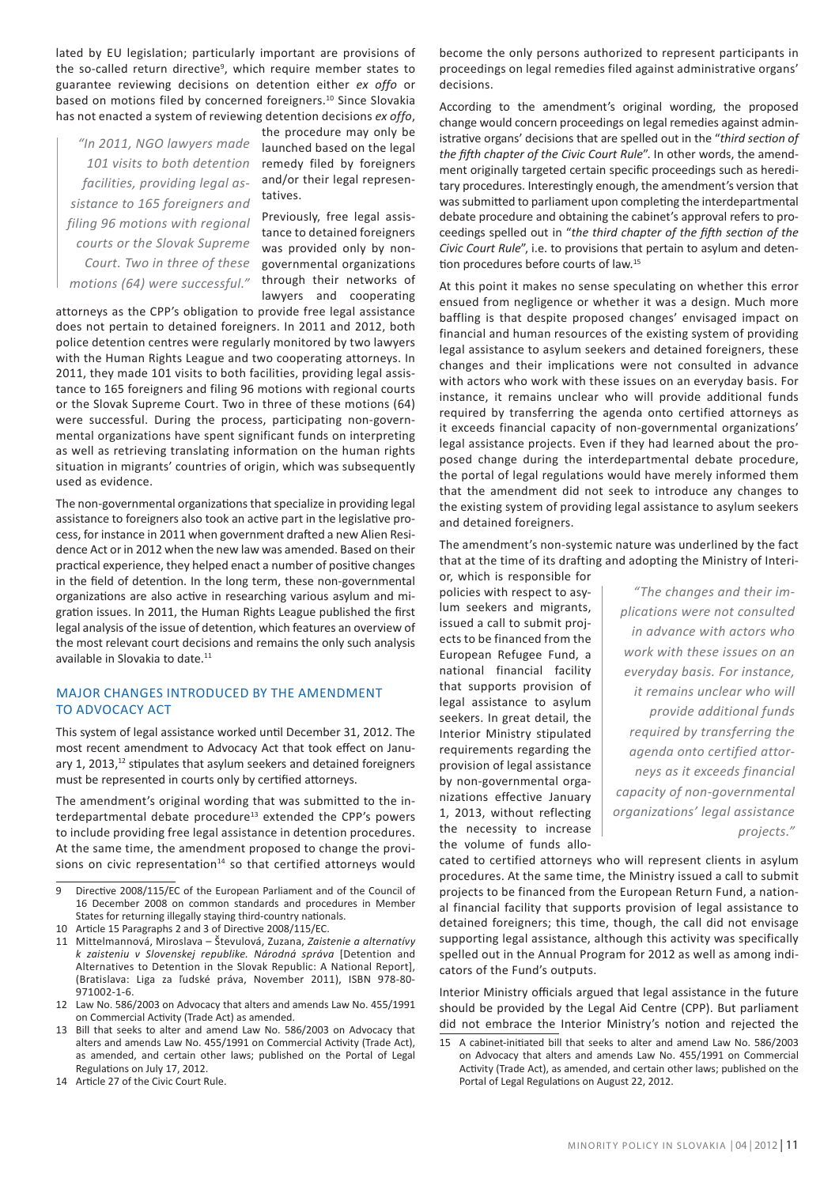lated by EU legislation; particularly important are provisions of the so-called return directive[9], which require member states to guarantee reviewing decisions on detention either *ex offo* or based on motions filed by concerned foreigners.[10] Since Slovakia has not enacted a system of reviewing detention decisions *ex offo*, the procedure may only be launched based on the legal remedy filed by foreigners and/or their legal representatives.

> *"In 2011, NGO lawyers made 101 visits to both detention facilities, providing legal assistance to 165 foreigners and filing 96 motions with regional courts or the Slovak Supreme Court. Two in three of these motions (64) were successful."*

Previously, free legal assistance to detained foreigners was provided only by non-governmental organizations through their networks of lawyers and cooperating attorneys as the CPP's obligation to provide free legal assistance does not pertain to detained foreigners. In 2011 and 2012, both police detention centres were regularly monitored by two lawyers with the Human Rights League and two cooperating attorneys. In 2011, they made 101 visits to both facilities, providing legal assistance to 165 foreigners and filing 96 motions with regional courts or the Slovak Supreme Court. Two in three of these motions (64) were successful. During the process, participating non-governmental organizations have spent significant funds on interpreting as well as retrieving translating information on the human rights situation in migrants' countries of origin, which was subsequently used as evidence.

The non-governmental organizations that specialize in providing legal assistance to foreigners also took an active part in the legislative process, for instance in 2011 when government drafted a new Alien Residence Act or in 2012 when the new law was amended. Based on their practical experience, they helped enact a number of positive changes in the field of detention. In the long term, these non-governmental organizations are also active in researching various asylum and migration issues. In 2011, the Human Rights League published the first legal analysis of the issue of detention, which features an overview of the most relevant court decisions and remains the only such analysis available in Slovakia to date.[11]

## MAJOR CHANGES INTRODUCED BY THE AMENDMENT TO ADVOCACY ACT

This system of legal assistance worked until December 31, 2012. The most recent amendment to Advocacy Act that took effect on January 1, 2013,[12] stipulates that asylum seekers and detained foreigners must be represented in courts only by certified attorneys.

The amendment's original wording that was submitted to the interdepartmental debate procedure[13] extended the CPP's powers to include providing free legal assistance in detention procedures. At the same time, the amendment proposed to change the provisions on civic representation[14] so that certified attorneys would become the only persons authorized to represent participants in proceedings on legal remedies filed against administrative organs' decisions.

According to the amendment's original wording, the proposed change would concern proceedings on legal remedies against administrative organs' decisions that are spelled out in the "*third section of the fifth chapter of the Civic Court Rule*". In other words, the amendment originally targeted certain specific proceedings such as hereditary procedures. Interestingly enough, the amendment's version that was submitted to parliament upon completing the interdepartmental debate procedure and obtaining the cabinet's approval refers to proceedings spelled out in "*the third chapter of the fifth section of the Civic Court Rule*", i.e. to provisions that pertain to asylum and detention procedures before courts of law.[15]

At this point it makes no sense speculating on whether this error ensued from negligence or whether it was a design. Much more baffling is that despite proposed changes' envisaged impact on financial and human resources of the existing system of providing legal assistance to asylum seekers and detained foreigners, these changes and their implications were not consulted in advance with actors who work with these issues on an everyday basis. For instance, it remains unclear who will provide additional funds required by transferring the agenda onto certified attorneys as it exceeds financial capacity of non-governmental organizations' legal assistance projects. Even if they had learned about the proposed change during the interdepartmental debate procedure, the portal of legal regulations would have merely informed them that the amendment did not seek to introduce any changes to the existing system of providing legal assistance to asylum seekers and detained foreigners.

> *"The changes and their implications were not consulted in advance with actors who work with these issues on an everyday basis. For instance, it remains unclear who will provide additional funds required by transferring the agenda onto certified attorneys as it exceeds financial capacity of non-governmental organizations' legal assistance projects."*

The amendment's non-systemic nature was underlined by the fact that at the time of its drafting and adopting the Ministry of Interior, which is responsible for policies with respect to asylum seekers and migrants, issued a call to submit projects to be financed from the European Refugee Fund, a national financial facility that supports provision of legal assistance to asylum seekers. In great detail, the Interior Ministry stipulated requirements regarding the provision of legal assistance by non-governmental organizations effective January 1, 2013, without reflecting the necessity to increase the volume of funds allocated to certified attorneys who will represent clients in asylum procedures. At the same time, the Ministry issued a call to submit projects to be financed from the European Return Fund, a national financial facility that supports provision of legal assistance to detained foreigners; this time, though, the call did not envisage supporting legal assistance, although this activity was specifically spelled out in the Annual Program for 2012 as well as among indicators of the Fund's outputs.

Interior Ministry officials argued that legal assistance in the future should be provided by the Legal Aid Centre (CPP). But parliament did not embrace the Interior Ministry's notion and rejected the

---

9 Directive 2008/115/EC of the European Parliament and of the Council of 16 December 2008 on common standards and procedures in Member States for returning illegally staying third-country nationals.

10 Article 15 Paragraphs 2 and 3 of Directive 2008/115/EC.

11 Mittelmannová, Miroslava – Števulová, Zuzana, *Zaistenie a alternatívy k zaisteniu v Slovenskej republike. Národná správa* [Detention and Alternatives to Detention in the Slovak Republic: A National Report], (Bratislava: Liga za ľudské práva, November 2011), ISBN 978-80-971002-1-6.

12 Law No. 586/2003 on Advocacy that alters and amends Law No. 455/1991 on Commercial Activity (Trade Act) as amended.

13 Bill that seeks to alter and amend Law No. 586/2003 on Advocacy that alters and amends Law No. 455/1991 on Commercial Activity (Trade Act), as amended, and certain other laws; published on the Portal of Legal Regulations on July 17, 2012.

14 Article 27 of the Civic Court Rule.

15 A cabinet-initiated bill that seeks to alter and amend Law No. 586/2003 on Advocacy that alters and amends Law No. 455/1991 on Commercial Activity (Trade Act), as amended, and certain other laws; published on the Portal of Legal Regulations on August 22, 2012.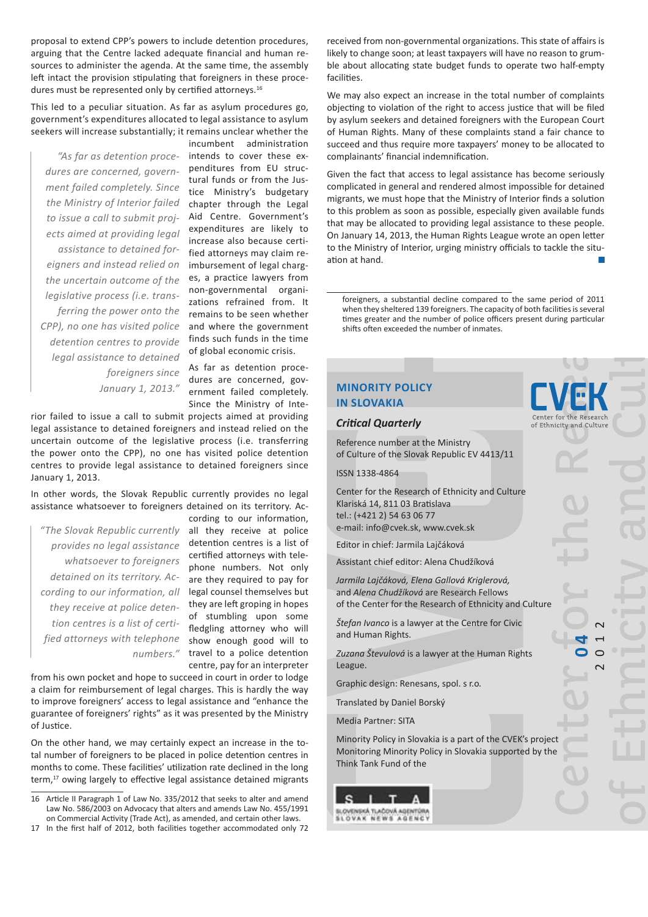proposal to extend CPP's powers to include detention procedures, arguing that the Centre lacked adequate financial and human resources to administer the agenda. At the same time, the assembly left intact the provision stipulating that foreigners in these procedures must be represented only by certified attorneys.[16]

This led to a peculiar situation. As far as asylum procedures go, government's expenditures allocated to legal assistance to asylum seekers will increase substantially; it remains unclear whether the incumbent administration intends to cover these expenditures from EU structural funds or from the Justice Ministry's budgetary chapter through the Legal Aid Centre. Government's expenditures are likely to increase also because certified attorneys may claim reimbursement of legal charges, a practice lawyers from non-governmental organizations refrained from. It remains to be seen whether and where the government finds such funds in the time of global economic crisis.

> *"As far as detention procedures are concerned, government failed completely. Since the Ministry of Interior failed to issue a call to submit projects aimed at providing legal assistance to detained foreigners and instead relied on the uncertain outcome of the legislative process (i.e. transferring the power onto the CPP), no one has visited police detention centres to provide legal assistance to detained foreigners since January 1, 2013."*

As far as detention procedures are concerned, government failed completely. Since the Ministry of Interior failed to issue a call to submit projects aimed at providing legal assistance to detained foreigners and instead relied on the uncertain outcome of the legislative process (i.e. transferring the power onto the CPP), no one has visited police detention centres to provide legal assistance to detained foreigners since January 1, 2013.

In other words, the Slovak Republic currently provides no legal assistance whatsoever to foreigners detained on its territory. According to our information, all they receive at police detention centres is a list of certified attorneys with telephone numbers. Not only are they required to pay for legal counsel themselves but they are left groping in hopes of stumbling upon some fledgling attorney who will show enough good will to travel to a police detention centre, pay for an interpreter from his own pocket and hope to succeed in court in order to lodge a claim for reimbursement of legal charges. This is hardly the way to improve foreigners' access to legal assistance and "enhance the guarantee of foreigners' rights" as it was presented by the Ministry of Justice.

> *"The Slovak Republic currently provides no legal assistance whatsoever to foreigners detained on its territory. According to our information, all they receive at police detention centres is a list of certified attorneys with telephone numbers."*

On the other hand, we may certainly expect an increase in the total number of foreigners to be placed in police detention centres in months to come. These facilities' utilization rate declined in the long term,[17] owing largely to effective legal assistance detained migrants received from non-governmental organizations. This state of affairs is likely to change soon; at least taxpayers will have no reason to grumble about allocating state budget funds to operate two half-empty facilities.

We may also expect an increase in the total number of complaints objecting to violation of the right to access justice that will be filed by asylum seekers and detained foreigners with the European Court of Human Rights. Many of these complaints stand a fair chance to succeed and thus require more taxpayers' money to be allocated to complainants' financial indemnification.

Given the fact that access to legal assistance has become seriously complicated in general and rendered almost impossible for detained migrants, we must hope that the Ministry of Interior finds a solution to this problem as soon as possible, especially given available funds that may be allocated to providing legal assistance to these people. On January 14, 2013, the Human Rights League wrote an open letter to the Ministry of Interior, urging ministry officials to tackle the situation at hand.

---

16 Article II Paragraph 1 of Law No. 335/2012 that seeks to alter and amend Law No. 586/2003 on Advocacy that alters and amends Law No. 455/1991 on Commercial Activity (Trade Act), as amended, and certain other laws.

17 In the first half of 2012, both facilities together accommodated only 72 foreigners, a substantial decline compared to the same period of 2011 when they sheltered 139 foreigners. The capacity of both facilities is several times greater and the number of police officers present during particular shifts often exceeded the number of inmates.

---

## MINORITY POLICY IN SLOVAKIA

### *Critical Quarterly*

Reference number at the Ministry of Culture of the Slovak Republic EV 4413/11

ISSN 1338-4864

Center for the Research of Ethnicity and Culture
Klariská 14, 811 03 Bratislava
tel.: (+421 2) 54 63 06 77
e-mail: info@cvek.sk, www.cvek.sk

Editor in chief: Jarmila Lajčáková

Assistant chief editor: Alena Chudžíková

*Jarmila Lajčáková, Elena Gallová Kriglerová,* and *Alena Chudžíková* are Research Fellows of the Center for the Research of Ethnicity and Culture

*Štefan Ivanco* is a lawyer at the Centre for Civic and Human Rights.

*Zuzana Števulová* is a lawyer at the Human Rights League.

Graphic design: Renesans, spol. s r.o.

Translated by Daniel Borský

Media Partner: SITA

Minority Policy in Slovakia is a part of the CVEK's project Monitoring Minority Policy in Slovakia supported by the Think Tank Fund of the

CVEK
Center for the Research of Ethnicity and Culture

04 2012